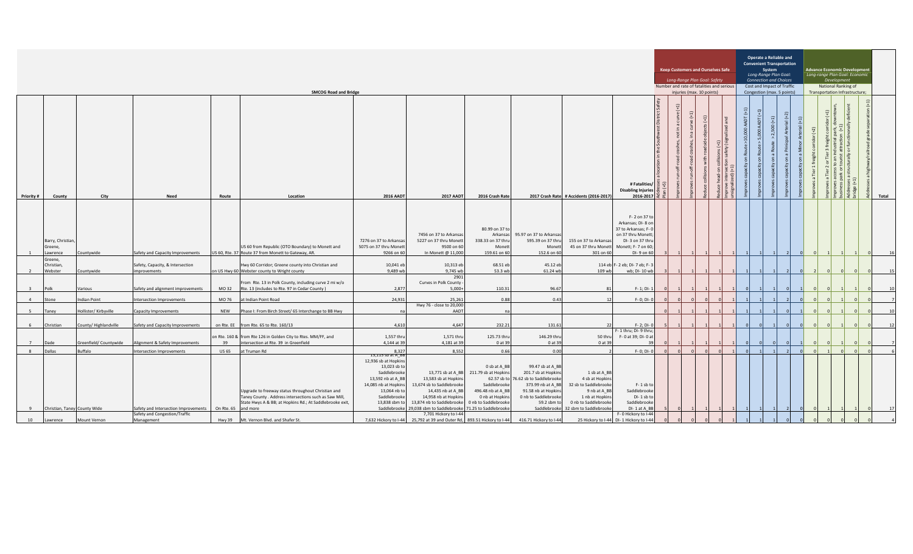## SMCOG Road and Bridge

| Priority # | County | City | Need | Route | Location | 2016 AADT | 2017 AADT | 2016 Crash Rate | 2017 Crash Rate | # Accidents (2016-2017) | # Fatalities/ Disabling Injuries 2016-2017 | **Keep Customers and Ourselves Safe** Long-Range Plan Goal: Safety. Number and rate of fatalities and serious injuries (max. 10 points) | | | | | | **Operate a Reliable and Convenient Transportation System** Long-Range Plan Goal: Connection and Choices. Cost and Impact of Traffic Congestion (max. 5 points) | | | | | **Advance Economic Development** Long-range Plan Goal: Economic Development. National Ranking of Transportation Infrastructure; | | | | | Total |
|---|---|---|---|---|---|---|---|---|---|---|---|---|---|---|---|---|---|---|---|---|---|---|---|---|---|---|---|---|
| | | | | | | | | | | | | Addresses a location in the Southwest District Safety Plan (+5) | Improves run-off-road crashes, not in a curve (+1) | Improves run-off-road crashes, in a curve (+1) | Reduce collisions with roadside objects (+1) | Reduce head-on collisions (+1) | Improve intersection safety (signalized and unsignalized) (+1) | Improves capacity on Route >10,000 AADT (+1) | Improves capacity on Route > 5,000 AADT (+1) | Improves capacity on a Route >2,500 (+1) | Improves capacity on a Principal Arterial (+2) | Improves capacity on a Minor Arterial (+1) | Improves a Tier 1 freight corridor (+2) | Improves a Tier 2 or Tier 3 freight corridor (+1) | Improves access to an industrial park, downtown, business park or tourist attraction (+1) | Addresses a structurally or functionally deficient bridge (+1) | Addresses a highway/railroad grade separation (+1) | |
| 1 | Barry, Christian, Greene, Lawrence | Countywide | Safety and Capacity Improvements | US 60, Rte. 37 | US 60 from Republic (OTO Boundary) to Monett and Route 37 from Monett to Gateway, AR. | 7276 on 37 to Arkansas 5075 on 37 thru Monett 9266 on 60 | 7456 on 37 to Arkansas 5227 on 37 thru Monett 9500 on 60 In Monett @ 11,000 | 80.99 on 37 to Arkansas 338.33 on 37 thru Monett 159.61 on 60 | 95.97 on 37 to Arkansas 595.39 on 37 thru Monett 152.6 on 60 | 155 on 37 to Arkansas 45 on 37 thru Monett 301 on 60 | F- 2 on 37 to Arkansas; DI- 8 on 37 to Arkansas; F- 0 on 37 thru Monett; DI- 3 on 37 thru Monett; F- 7 on 60; DI- 9 on 60 | 3 | 1 | 1 | 1 | 1 | 1 | 1 | 1 | 1 | 2 | 0 | 0 | 1 | 1 | 1 | 0 | 16 |
| 2 | Greene, Christian, Webster | Countywide | Safety, Capacity, & Intersection improvements | on US Hwy 60 | Hwy 60 Corridor; Greene county into Christian and Webster county to Wright county | 10,041 eb 9,489 wb | 10,313 eb 9,745 wb | 68.51 eb 53.3 wb | 45.12 eb 61.24 wb | 114 eb 109 wb | F- 2 eb; DI- 7 eb; F- 3 wb; DI- 10 wb | 3 | 1 | 1 | 1 | 1 | 1 | 1 | 1 | 1 | 2 | 0 | 2 | 0 | 0 | 0 | 0 | 15 |
| 3 | Polk | Various | Safety and alignment improvements | MO 32 | From Rte. 13 in Polk County, including curve 2 mi w/o Rte. 13 (includes to Rte. 97 in Cedar County) | 2,877 | 2901 Curves in Polk County - 5,000+ | 110.31 | 96.67 | 81 | F- 1; DI- 1 | 0 | 1 | 1 | 1 | 1 | 1 | 0 | 1 | 1 | 0 | 1 | 0 | 0 | 1 | 1 | 0 | 10 |
| 4 | Stone | Indian Point | Intersection Improvements | MO 76 | at Indian Point Road | 24,931 | 25,261 | 0.88 | 0.43 | 12 | F- 0; DI- 0 | 0 | 0 | 0 | 0 | 0 | 1 | 1 | 1 | 1 | 2 | 0 | 0 | 0 | 1 | 0 | 0 | 7 |
| 5 | Taney | Hollister/ Kirbyville | Capacity Improvements | NEW | Phase I: From Birch Street/ 65 Interchange to BB Hwy | na | Hwy 76 - close to 20,000 AADT | na | | | | 0 | 1 | 1 | 1 | 1 | 1 | 1 | 1 | 1 | 0 | 1 | 0 | 0 | 1 | 0 | 0 | 10 |
| 6 | Christian | County/ Highlandville | Safety and Capacity Improvements | on Rte. EE | from Rte. 65 to Rte. 160/13 | 4,610 | 4,647 | 232.21 | 131.61 | 22 | F- 2; DI- 0 | 5 | 1 | 1 | 1 | 1 | 1 | 0 | 0 | 1 | 0 | 0 | 0 | 0 | 1 | 0 | 0 | 12 |
| 7 | Dade | Greenfield/ Countywide | Alignment & Safety Improvements | on Rte. 160 & 39 | from Rte 126 in Golden City to Rtes. MM/FF, and intersection at Rte. 39 in Greenfield | 1,557 thru 4,144 at 39 | 1,571 thru 4,181 at 39 | 125.73 thru 0 at 39 | 146.29 thru 0 at 39 | 50 thru 0 at 39 | F- 1 thru; DI- 9 thru; F- 0 at 39; DI- 0 at 39 | 0 | 1 | 1 | 1 | 1 | 1 | 0 | 0 | 0 | 0 | 1 | 0 | 0 | 1 | 0 | 0 | 7 |
| 8 | Dallas | Buffalo | Intersection Improvements | US 65 | at Truman Rd | 8,327 | 8,552 | 0.66 | 0.00 | 2 | F- 0; DI- 0 | 0 | 0 | 0 | 0 | 0 | 1 | 0 | 1 | 1 | 2 | 0 | 0 | 1 | 0 | 0 | 0 | 6 |
| 9 | Christian, Taney | County Wide | Safety and Intersection Improvements | On Rte. 65 | Upgrade to freeway status throughout Christian and Taney County . Address intersections such as Saw Mill, State Hwys A & BB; at Hopkins Rd.; At Saddlebrooke exit, and more | 13,119 sb at A_BB 12,936 sb at Hopkins 13,023 sb to Saddlebrooke 13,592 nb at A_BB 14,085 nb at Hopkins 13,064 nb to Saddlebrooke 13,838 sbm to Saddlebrooke | 13,771 sb at A_BB 13,583 sb at Hopkins 13,674 sb to Saddlebrooke 14,435 nb at A_BB 14,958 nb at Hopkins 13,874 nb to Saddlebrooke 29,038 sbm to Saddlebrooke | 0 sb at A_BB 211.79 sb at Hopkins 62.57 sb to Saddlebrooke 496.48 nb at A_BB 0 nb at Hopkins 0 nb to Saddlebrooke 71.25 to Saddlebrooke | 99.47 sb at A_BB 201.7 sb at Hopkins 76.62 sb to Saddlebrooke 373.99 nb at A_BB 91.58 nb at Hopkins 0 nb to Saddlebrooke 59.2 sbm to Saddlebrooke | 1 sb at A_BB 4 sb at Hopkins 32 sb to Saddlebrooke 9 nb at A_BB 1 nb at Hopkins 0 nb to Saddlebrooke 32 sbm to Saddlebrooke | F- 1 sb to Saddlebrooke DI- 1 sb to Saddlebrooke DI- 1 at A_BB | 5 | 0 | 1 | 1 | 1 | 1 | 1 | 1 | 1 | 2 | 0 | 0 | 1 | 1 | 1 | 0 | 17 |
| 10 | Lawrence | Mount Vernon | Safety and Congestion/Traffic Management | Hwy 39 | Mt. Vernon Blvd. and Shafer St. | 7,632 Hickory to I-44 | 7,701 Hickory to I-44 25,792 at 39 and Outer Rd, | 893.51 Hickory to I-44 | 416.71 Hickory to I-44 | 25 Hickory to I-44 | F- 0 Hickory to I-44 DI- 1 Hickory to I-44 | 0 | 0 | 0 | 0 | 0 | 1 | 1 | 1 | 1 | 0 | 0 | 0 | 0 | 0 | 0 | 0 | 4 |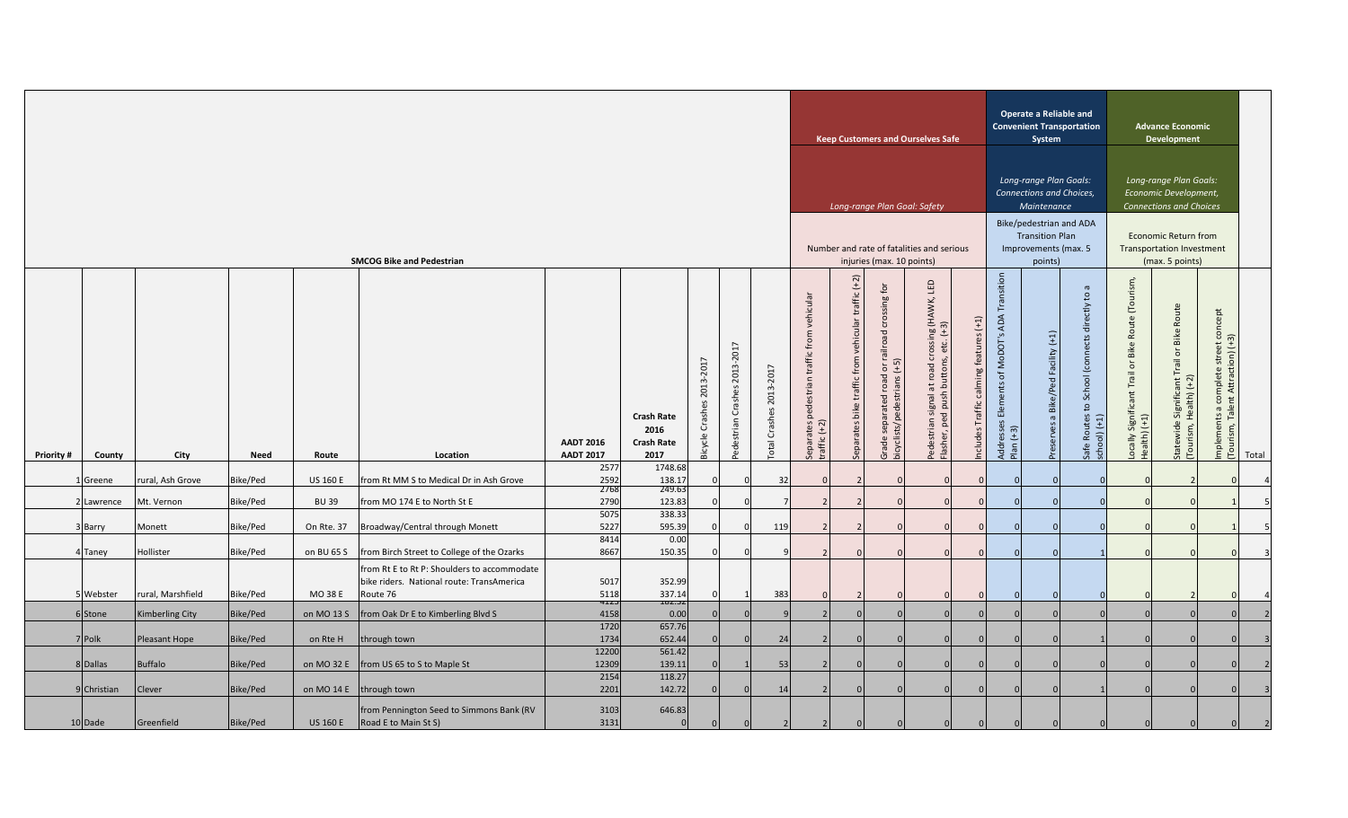| | | | | | | | | | | | Keep Customers and Ourselves Safe | | | | | Operate a Reliable and Convenient Transportation System | | | Advance Economic Development | | | |
|---|---|---|---|---|---|---|---|---|---|---|---|---|---|---|---|---|---|---|---|---|---|---|
| | | | | | | | | | | | *Long-range Plan Goal: Safety* | | | | | *Long-range Plan Goals: Connections and Choices, Maintenance* | | | *Long-range Plan Goals: Economic Development, Connections and Choices* | | | |
| | | | | | SMCOG Bike and Pedestrian | | | | | | Number and rate of fatalities and serious injuries (max. 10 points) | | | | | Bike/pedestrian and ADA Transition Plan Improvements (max. 5 points) | | | Economic Return from Transportation Investment (max. 5 points) | | | |
| Priority # | County | City | Need | Route | Location | AADT 2016 AADT 2017 | Crash Rate 2016 Crash Rate 2017 | Bicycle Crashes 2013-2017 | Pedestrian Crashes 2013-2017 | Total Crashes 2013-2017 | Separates pedestrian traffic from vehicular traffic (+2) | Separates bike traffic from vehicular traffic (+2) | Grade separated road or railroad crossing for bicyclists/pedestrians (+5) | Pedestrian signal at road crossing (HAWK, LED Flasher, ped push buttons, etc. (+3) | Includes Traffic calming features (+1) | Addresses Elements of MoDOT's ADA Transition Plan (+3) | Preserves a Bike/Ped Facility (+1) | Safe Routes to School (connects directly to a school) (+1) | Locally Significant Trail or Bike Route (Tourism, Health) (+1) | Statewide Significant Trail or Bike Route (Tourism, Health) (+2) | Implements a complete street concept (Tourism, Talent Attraction) (+3) | Total |
| 1 | Greene | rural, Ash Grove | Bike/Ped | US 160 E | from Rt MM S to Medical Dr in Ash Grove | 2577 2592 | 1748.68 138.17 | 0 | 0 | 32 | 0 | 2 | 0 | 0 | 0 | 0 | 0 | 0 | 0 | 2 | 0 | 4 |
| 2 | Lawrence | Mt. Vernon | Bike/Ped | BU 39 | from MO 174 E to North St E | 2768 2790 | 249.63 123.83 | 0 | 0 | 7 | 2 | 2 | 0 | 0 | 0 | 0 | 0 | 0 | 0 | 0 | 1 | 5 |
| 3 | Barry | Monett | Bike/Ped | On Rte. 37 | Broadway/Central through Monett | 5075 5227 | 338.33 595.39 | 0 | 0 | 119 | 2 | 2 | 0 | 0 | 0 | 0 | 0 | 0 | 0 | 0 | 1 | 5 |
| 4 | Taney | Hollister | Bike/Ped | on BU 65 S | from Birch Street to College of the Ozarks | 8414 8667 | 0.00 150.35 | 0 | 0 | 9 | 2 | 0 | 0 | 0 | 0 | 0 | 0 | 1 | 0 | 0 | 0 | 3 |
| 5 | Webster | rural, Marshfield | Bike/Ped | MO 38 E | from Rt E to Rt P: Shoulders to accommodate bike riders. National route: TransAmerica Route 76 | 5017 5118 | 352.99 337.14 | 0 | 1 | 383 | 0 | 2 | 0 | 0 | 0 | 0 | 0 | 0 | 0 | 2 | 0 | 4 |
| 6 | Stone | Kimberling City | Bike/Ped | on MO 13 S | from Oak Dr E to Kimberling Blvd S | 4123 4158 | 182.32 0.00 | 0 | 0 | 9 | 2 | 0 | 0 | 0 | 0 | 0 | 0 | 0 | 0 | 0 | 0 | 2 |
| 7 | Polk | Pleasant Hope | Bike/Ped | on Rte H | through town | 1720 1734 | 657.76 652.44 | 0 | 0 | 24 | 2 | 0 | 0 | 0 | 0 | 0 | 0 | 1 | 0 | 0 | 0 | 3 |
| 8 | Dallas | Buffalo | Bike/Ped | on MO 32 E | from US 65 to S to Maple St | 12200 12309 | 561.42 139.11 | 0 | 1 | 53 | 2 | 0 | 0 | 0 | 0 | 0 | 0 | 0 | 0 | 0 | 0 | 2 |
| 9 | Christian | Clever | Bike/Ped | on MO 14 E | through town | 2154 2201 | 118.27 142.72 | 0 | 0 | 14 | 2 | 0 | 0 | 0 | 0 | 0 | 0 | 1 | 0 | 0 | 0 | 3 |
| 10 | Dade | Greenfield | Bike/Ped | US 160 E | from Pennington Seed to Simmons Bank (RV Road E to Main St S) | 3103 3131 | 646.83 0 | 0 | 0 | 2 | 2 | 0 | 0 | 0 | 0 | 0 | 0 | 0 | 0 | 0 | 0 | 2 |